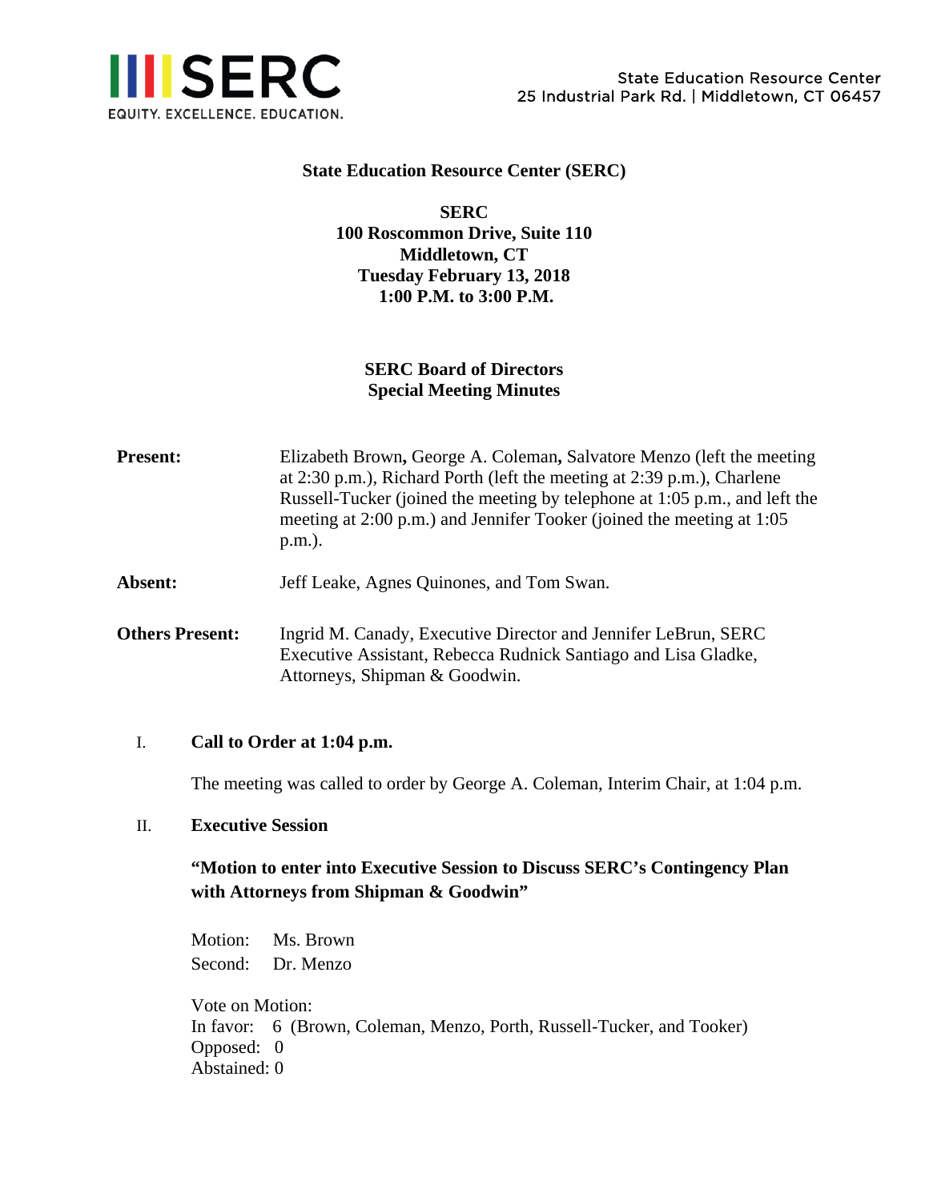SERC

EQUITY. EXCELLENCE. EDUCATION.

State Education Resource Center
25 Industrial Park Rd. | Middletown, CT 06457

**State Education Resource Center (SERC)**

**SERC**
**100 Roscommon Drive, Suite 110**
**Middletown, CT**
**Tuesday February 13, 2018**
**1:00 P.M. to 3:00 P.M.**

**SERC Board of Directors**
**Special Meeting Minutes**

**Present:** Elizabeth Brown**,** George A. Coleman**,** Salvatore Menzo (left the meeting at 2:30 p.m.), Richard Porth (left the meeting at 2:39 p.m.), Charlene Russell-Tucker (joined the meeting by telephone at 1:05 p.m., and left the meeting at 2:00 p.m.) and Jennifer Tooker (joined the meeting at 1:05 p.m.).

**Absent:** Jeff Leake, Agnes Quinones, and Tom Swan.

**Others Present:** Ingrid M. Canady, Executive Director and Jennifer LeBrun, SERC Executive Assistant, Rebecca Rudnick Santiago and Lisa Gladke, Attorneys, Shipman & Goodwin.

I. **Call to Order at 1:04 p.m.**

The meeting was called to order by George A. Coleman, Interim Chair, at 1:04 p.m.

II. **Executive Session**

**"Motion to enter into Executive Session to Discuss SERC's Contingency Plan with Attorneys from Shipman & Goodwin"**

Motion: Ms. Brown
Second: Dr. Menzo

Vote on Motion:
In favor: 6 (Brown, Coleman, Menzo, Porth, Russell-Tucker, and Tooker)
Opposed: 0
Abstained: 0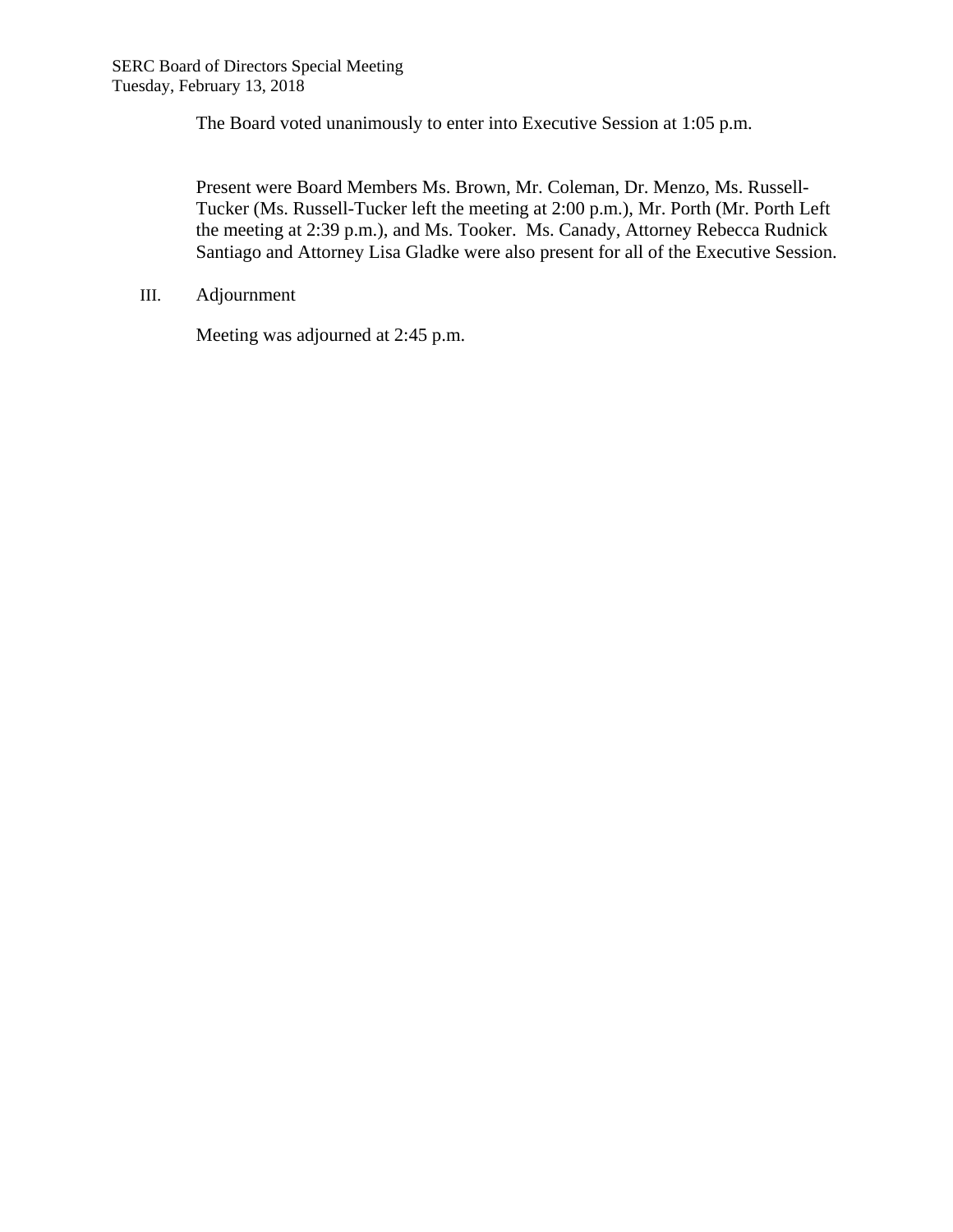The Board voted unanimously to enter into Executive Session at 1:05 p.m.

Present were Board Members Ms. Brown, Mr. Coleman, Dr. Menzo, Ms. Russell-Tucker (Ms. Russell-Tucker left the meeting at 2:00 p.m.), Mr. Porth (Mr. Porth Left the meeting at 2:39 p.m.), and Ms. Tooker. Ms. Canady, Attorney Rebecca Rudnick Santiago and Attorney Lisa Gladke were also present for all of the Executive Session.

III. Adjournment

Meeting was adjourned at 2:45 p.m.